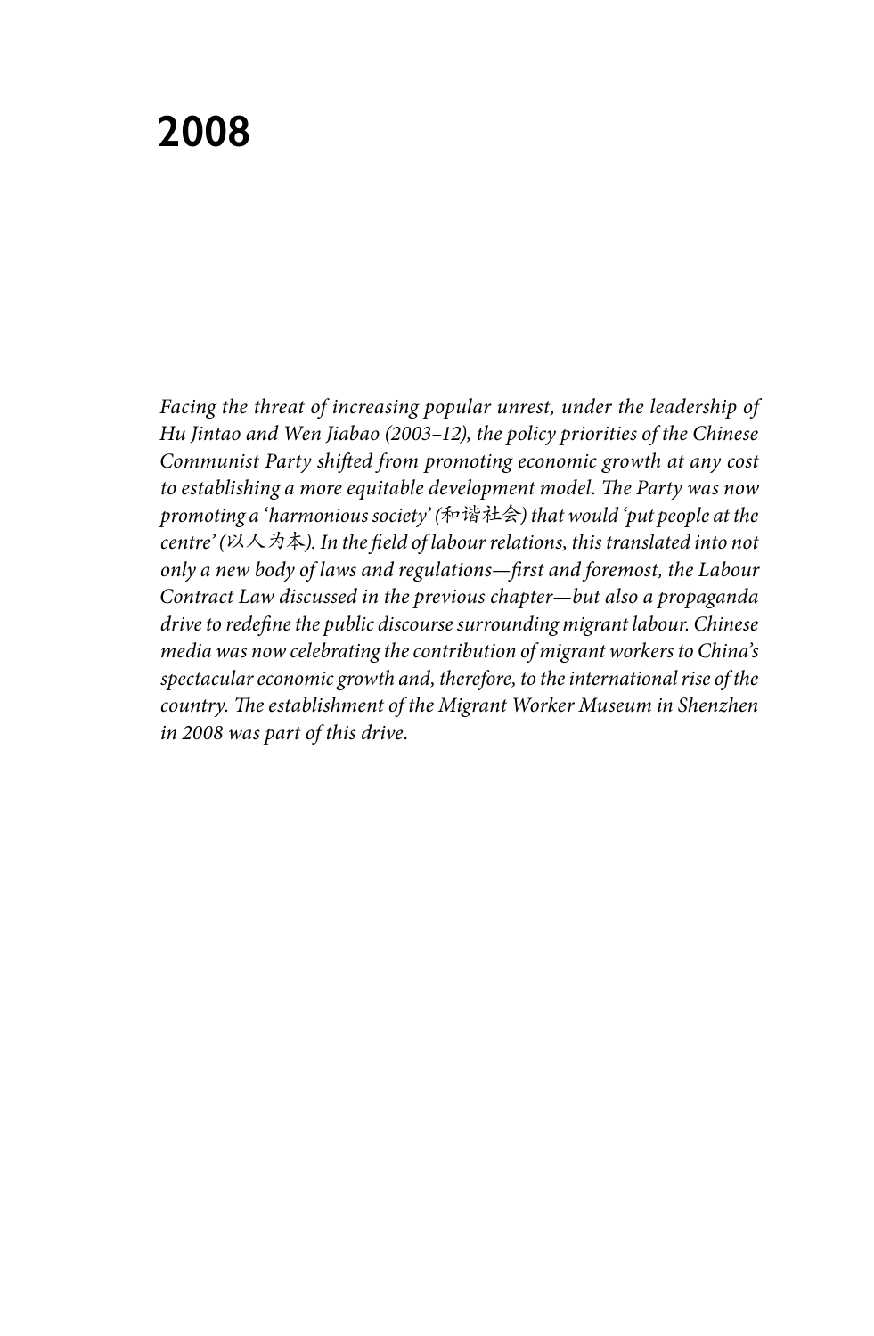# 2008

*Facing the threat of increasing popular unrest, under the leadership of Hu Jintao and Wen Jiabao (2003–12), the policy priorities of the Chinese Communist Party shifted from promoting economic growth at any cost to establishing a more equitable development model. The Party was now promoting a 'harmonious society' (和谐社会) that would 'put people at the centre' (以人为本). In the field of labour relations, this translated into not only a new body of laws and regulations—first and foremost, the Labour Contract Law discussed in the previous chapter—but also a propaganda drive to redefine the public discourse surrounding migrant labour. Chinese media was now celebrating the contribution of migrant workers to China's spectacular economic growth and, therefore, to the international rise of the country. The establishment of the Migrant Worker Museum in Shenzhen in 2008 was part of this drive.*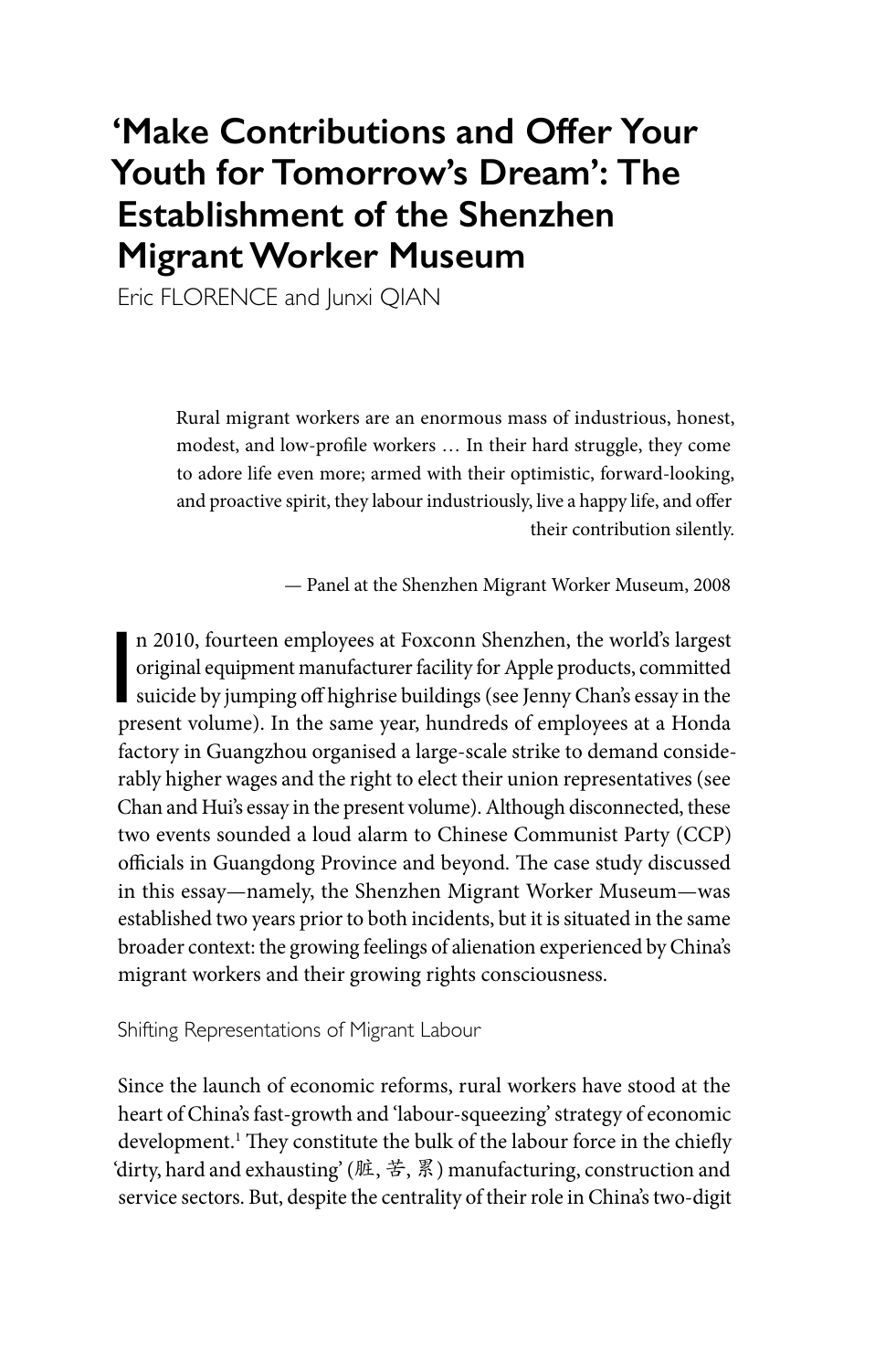# 'Make Contributions and Offer Your Youth for Tomorrow's Dream': The Establishment of the Shenzhen Migrant Worker Museum

Eric FLORENCE and Junxi QIAN

> Rural migrant workers are an enormous mass of industrious, honest, modest, and low-profile workers … In their hard struggle, they come to adore life even more; armed with their optimistic, forward-looking, and proactive spirit, they labour industriously, live a happy life, and offer their contribution silently.
>
> — Panel at the Shenzhen Migrant Worker Museum, 2008

In 2010, fourteen employees at Foxconn Shenzhen, the world's largest original equipment manufacturer facility for Apple products, committed suicide by jumping off highrise buildings (see Jenny Chan's essay in the present volume). In the same year, hundreds of employees at a Honda factory in Guangzhou organised a large-scale strike to demand considerably higher wages and the right to elect their union representatives (see Chan and Hui's essay in the present volume). Although disconnected, these two events sounded a loud alarm to Chinese Communist Party (CCP) officials in Guangdong Province and beyond. The case study discussed in this essay—namely, the Shenzhen Migrant Worker Museum—was established two years prior to both incidents, but it is situated in the same broader context: the growing feelings of alienation experienced by China's migrant workers and their growing rights consciousness.

## Shifting Representations of Migrant Labour

Since the launch of economic reforms, rural workers have stood at the heart of China's fast-growth and 'labour-squeezing' strategy of economic development.[1] They constitute the bulk of the labour force in the chiefly 'dirty, hard and exhausting' (脏, 苦, 累) manufacturing, construction and service sectors. But, despite the centrality of their role in China's two-digit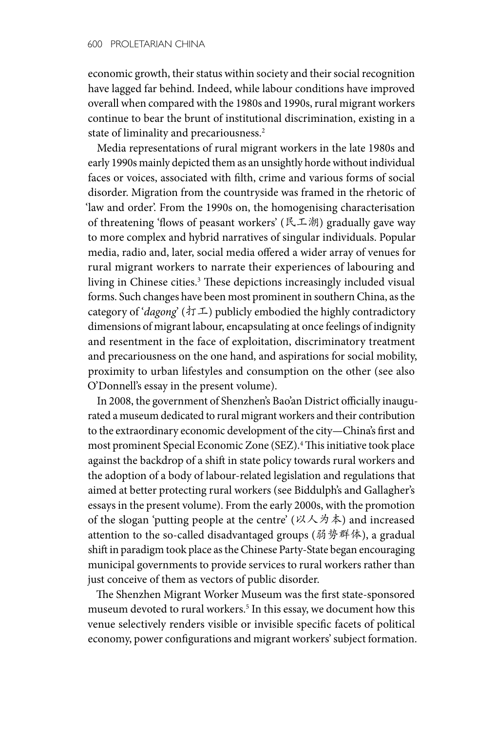economic growth, their status within society and their social recognition have lagged far behind. Indeed, while labour conditions have improved overall when compared with the 1980s and 1990s, rural migrant workers continue to bear the brunt of institutional discrimination, existing in a state of liminality and precariousness.[2]

Media representations of rural migrant workers in the late 1980s and early 1990s mainly depicted them as an unsightly horde without individual faces or voices, associated with filth, crime and various forms of social disorder. Migration from the countryside was framed in the rhetoric of 'law and order'. From the 1990s on, the homogenising characterisation of threatening 'flows of peasant workers' (民工潮) gradually gave way to more complex and hybrid narratives of singular individuals. Popular media, radio and, later, social media offered a wider array of venues for rural migrant workers to narrate their experiences of labouring and living in Chinese cities.[3] These depictions increasingly included visual forms. Such changes have been most prominent in southern China, as the category of '*dagong*' (打工) publicly embodied the highly contradictory dimensions of migrant labour, encapsulating at once feelings of indignity and resentment in the face of exploitation, discriminatory treatment and precariousness on the one hand, and aspirations for social mobility, proximity to urban lifestyles and consumption on the other (see also O'Donnell's essay in the present volume).

In 2008, the government of Shenzhen's Bao'an District officially inaugurated a museum dedicated to rural migrant workers and their contribution to the extraordinary economic development of the city—China's first and most prominent Special Economic Zone (SEZ).[4] This initiative took place against the backdrop of a shift in state policy towards rural workers and the adoption of a body of labour-related legislation and regulations that aimed at better protecting rural workers (see Biddulph's and Gallagher's essays in the present volume). From the early 2000s, with the promotion of the slogan 'putting people at the centre' (以人为本) and increased attention to the so-called disadvantaged groups (弱势群体), a gradual shift in paradigm took place as the Chinese Party-State began encouraging municipal governments to provide services to rural workers rather than just conceive of them as vectors of public disorder.

The Shenzhen Migrant Worker Museum was the first state-sponsored museum devoted to rural workers.[5] In this essay, we document how this venue selectively renders visible or invisible specific facets of political economy, power configurations and migrant workers' subject formation.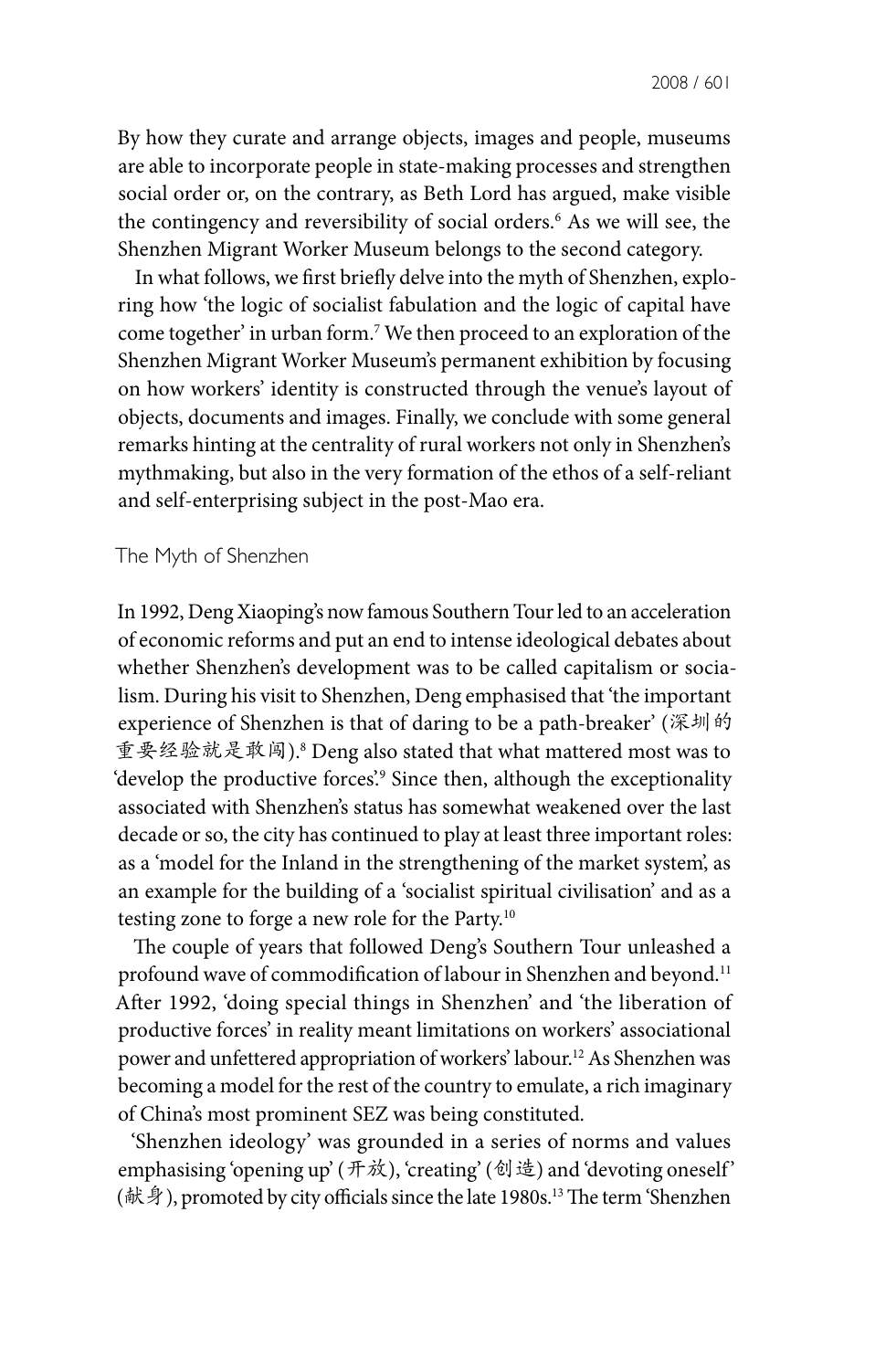By how they curate and arrange objects, images and people, museums are able to incorporate people in state-making processes and strengthen social order or, on the contrary, as Beth Lord has argued, make visible the contingency and reversibility of social orders.[6] As we will see, the Shenzhen Migrant Worker Museum belongs to the second category.

In what follows, we first briefly delve into the myth of Shenzhen, exploring how 'the logic of socialist fabulation and the logic of capital have come together' in urban form.[7] We then proceed to an exploration of the Shenzhen Migrant Worker Museum's permanent exhibition by focusing on how workers' identity is constructed through the venue's layout of objects, documents and images. Finally, we conclude with some general remarks hinting at the centrality of rural workers not only in Shenzhen's mythmaking, but also in the very formation of the ethos of a self-reliant and self-enterprising subject in the post-Mao era.

## The Myth of Shenzhen

In 1992, Deng Xiaoping's now famous Southern Tour led to an acceleration of economic reforms and put an end to intense ideological debates about whether Shenzhen's development was to be called capitalism or socialism. During his visit to Shenzhen, Deng emphasised that 'the important experience of Shenzhen is that of daring to be a path-breaker' (深圳的重要经验就是敢闯).[8] Deng also stated that what mattered most was to 'develop the productive forces'.[9] Since then, although the exceptionality associated with Shenzhen's status has somewhat weakened over the last decade or so, the city has continued to play at least three important roles: as a 'model for the Inland in the strengthening of the market system', as an example for the building of a 'socialist spiritual civilisation' and as a testing zone to forge a new role for the Party.[10]

The couple of years that followed Deng's Southern Tour unleashed a profound wave of commodification of labour in Shenzhen and beyond.[11] After 1992, 'doing special things in Shenzhen' and 'the liberation of productive forces' in reality meant limitations on workers' associational power and unfettered appropriation of workers' labour.[12] As Shenzhen was becoming a model for the rest of the country to emulate, a rich imaginary of China's most prominent SEZ was being constituted.

'Shenzhen ideology' was grounded in a series of norms and values emphasising 'opening up' (开放), 'creating' (创造) and 'devoting oneself' (献身), promoted by city officials since the late 1980s.[13] The term 'Shenzhen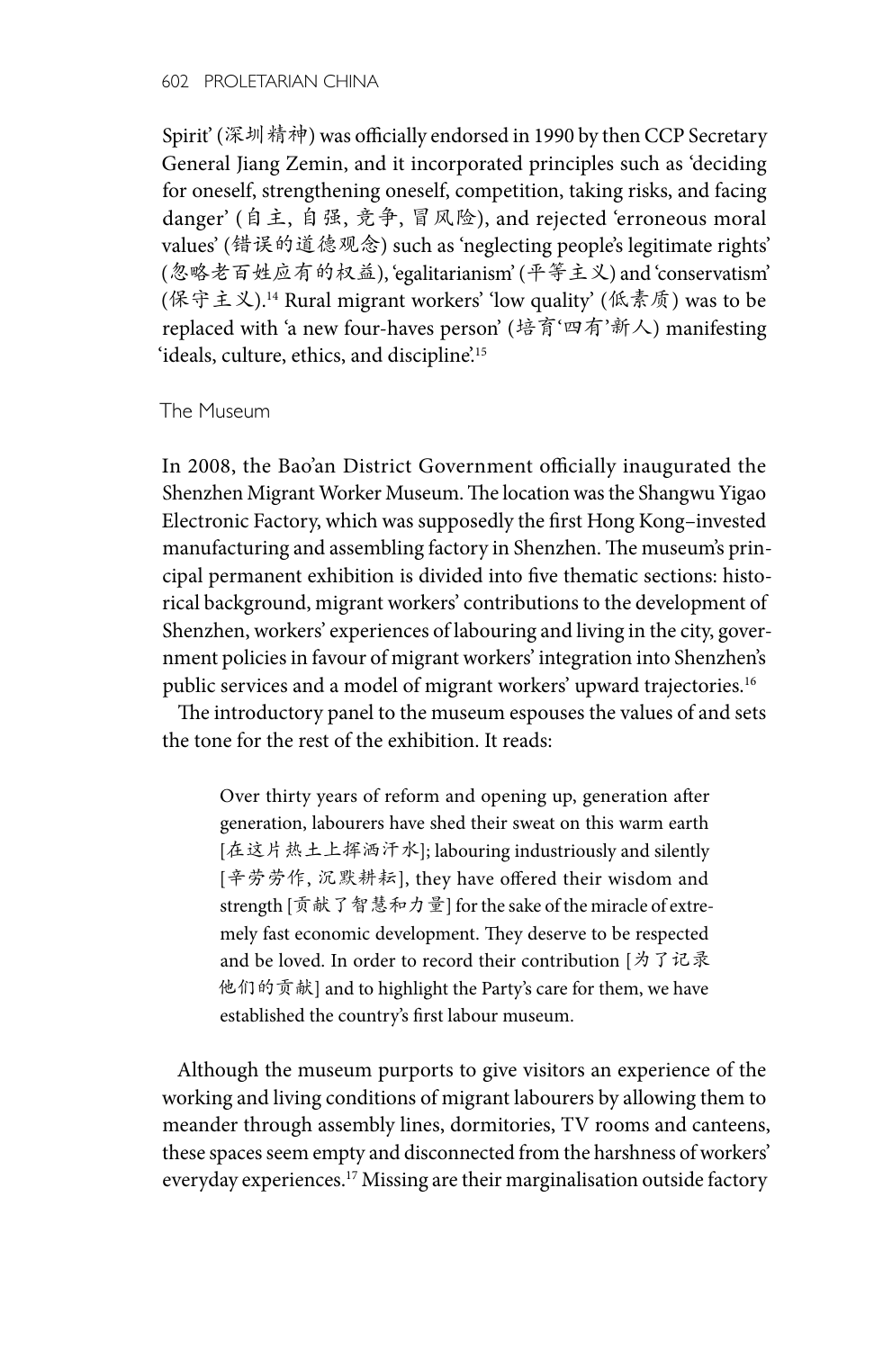Spirit' (深圳精神) was officially endorsed in 1990 by then CCP Secretary General Jiang Zemin, and it incorporated principles such as 'deciding for oneself, strengthening oneself, competition, taking risks, and facing danger' (自主, 自强, 竞争, 冒风险), and rejected 'erroneous moral values' (错误的道德观念) such as 'neglecting people's legitimate rights' (忽略老百姓应有的权益), 'egalitarianism' (平等主义) and 'conservatism' (保守主义).[14] Rural migrant workers' 'low quality' (低素质) was to be replaced with 'a new four-haves person' (培育'四有'新人) manifesting 'ideals, culture, ethics, and discipline'.[15]

## The Museum

In 2008, the Bao'an District Government officially inaugurated the Shenzhen Migrant Worker Museum. The location was the Shangwu Yigao Electronic Factory, which was supposedly the first Hong Kong–invested manufacturing and assembling factory in Shenzhen. The museum's principal permanent exhibition is divided into five thematic sections: historical background, migrant workers' contributions to the development of Shenzhen, workers' experiences of labouring and living in the city, government policies in favour of migrant workers' integration into Shenzhen's public services and a model of migrant workers' upward trajectories.[16]

The introductory panel to the museum espouses the values of and sets the tone for the rest of the exhibition. It reads:

> Over thirty years of reform and opening up, generation after generation, labourers have shed their sweat on this warm earth [在这片热土上挥洒汗水]; labouring industriously and silently [辛劳劳作, 沉默耕耘], they have offered their wisdom and strength [贡献了智慧和力量] for the sake of the miracle of extremely fast economic development. They deserve to be respected and be loved. In order to record their contribution [为了记录他们的贡献] and to highlight the Party's care for them, we have established the country's first labour museum.

Although the museum purports to give visitors an experience of the working and living conditions of migrant labourers by allowing them to meander through assembly lines, dormitories, TV rooms and canteens, these spaces seem empty and disconnected from the harshness of workers' everyday experiences.[17] Missing are their marginalisation outside factory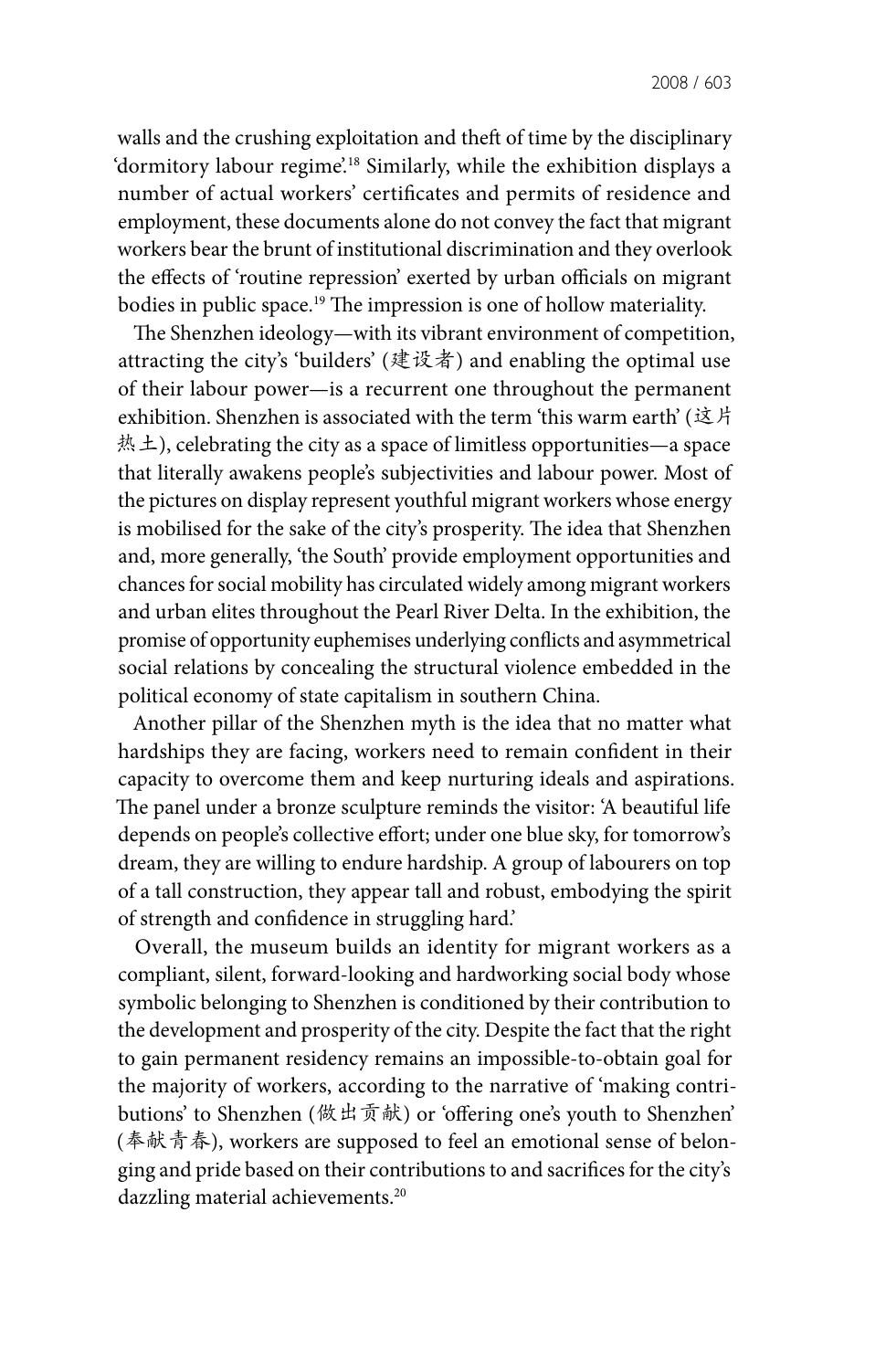walls and the crushing exploitation and theft of time by the disciplinary 'dormitory labour regime'.[18] Similarly, while the exhibition displays a number of actual workers' certificates and permits of residence and employment, these documents alone do not convey the fact that migrant workers bear the brunt of institutional discrimination and they overlook the effects of 'routine repression' exerted by urban officials on migrant bodies in public space.[19] The impression is one of hollow materiality.

The Shenzhen ideology—with its vibrant environment of competition, attracting the city's 'builders' (建设者) and enabling the optimal use of their labour power—is a recurrent one throughout the permanent exhibition. Shenzhen is associated with the term 'this warm earth' (这片热土), celebrating the city as a space of limitless opportunities—a space that literally awakens people's subjectivities and labour power. Most of the pictures on display represent youthful migrant workers whose energy is mobilised for the sake of the city's prosperity. The idea that Shenzhen and, more generally, 'the South' provide employment opportunities and chances for social mobility has circulated widely among migrant workers and urban elites throughout the Pearl River Delta. In the exhibition, the promise of opportunity euphemises underlying conflicts and asymmetrical social relations by concealing the structural violence embedded in the political economy of state capitalism in southern China.

Another pillar of the Shenzhen myth is the idea that no matter what hardships they are facing, workers need to remain confident in their capacity to overcome them and keep nurturing ideals and aspirations. The panel under a bronze sculpture reminds the visitor: 'A beautiful life depends on people's collective effort; under one blue sky, for tomorrow's dream, they are willing to endure hardship. A group of labourers on top of a tall construction, they appear tall and robust, embodying the spirit of strength and confidence in struggling hard.'

Overall, the museum builds an identity for migrant workers as a compliant, silent, forward-looking and hardworking social body whose symbolic belonging to Shenzhen is conditioned by their contribution to the development and prosperity of the city. Despite the fact that the right to gain permanent residency remains an impossible-to-obtain goal for the majority of workers, according to the narrative of 'making contributions' to Shenzhen (做出贡献) or 'offering one's youth to Shenzhen' (奉献青春), workers are supposed to feel an emotional sense of belonging and pride based on their contributions to and sacrifices for the city's dazzling material achievements.[20]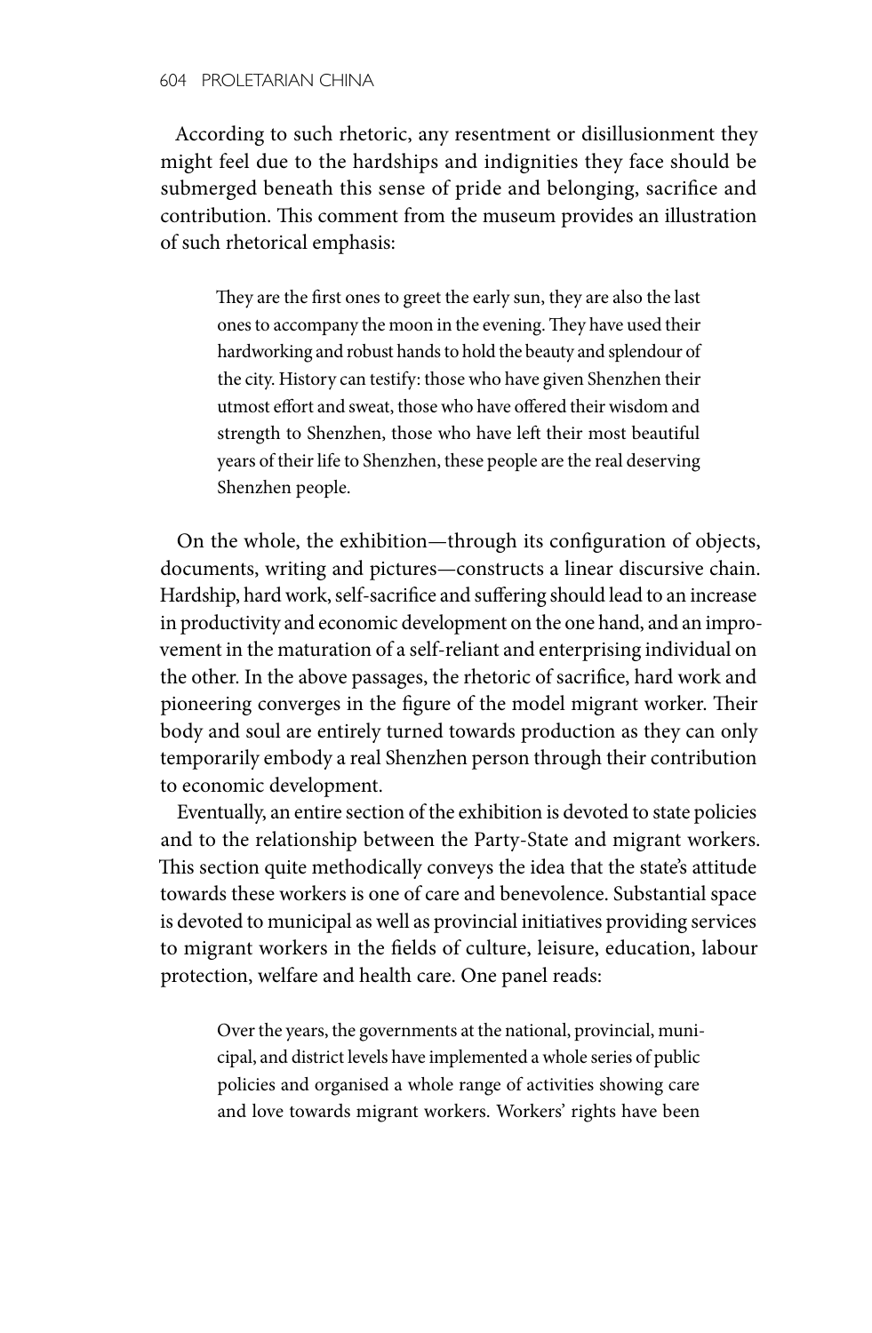According to such rhetoric, any resentment or disillusionment they might feel due to the hardships and indignities they face should be submerged beneath this sense of pride and belonging, sacrifice and contribution. This comment from the museum provides an illustration of such rhetorical emphasis:

> They are the first ones to greet the early sun, they are also the last ones to accompany the moon in the evening. They have used their hardworking and robust hands to hold the beauty and splendour of the city. History can testify: those who have given Shenzhen their utmost effort and sweat, those who have offered their wisdom and strength to Shenzhen, those who have left their most beautiful years of their life to Shenzhen, these people are the real deserving Shenzhen people.

On the whole, the exhibition—through its configuration of objects, documents, writing and pictures—constructs a linear discursive chain. Hardship, hard work, self-sacrifice and suffering should lead to an increase in productivity and economic development on the one hand, and an improvement in the maturation of a self-reliant and enterprising individual on the other. In the above passages, the rhetoric of sacrifice, hard work and pioneering converges in the figure of the model migrant worker. Their body and soul are entirely turned towards production as they can only temporarily embody a real Shenzhen person through their contribution to economic development.

Eventually, an entire section of the exhibition is devoted to state policies and to the relationship between the Party-State and migrant workers. This section quite methodically conveys the idea that the state's attitude towards these workers is one of care and benevolence. Substantial space is devoted to municipal as well as provincial initiatives providing services to migrant workers in the fields of culture, leisure, education, labour protection, welfare and health care. One panel reads:

> Over the years, the governments at the national, provincial, municipal, and district levels have implemented a whole series of public policies and organised a whole range of activities showing care and love towards migrant workers. Workers' rights have been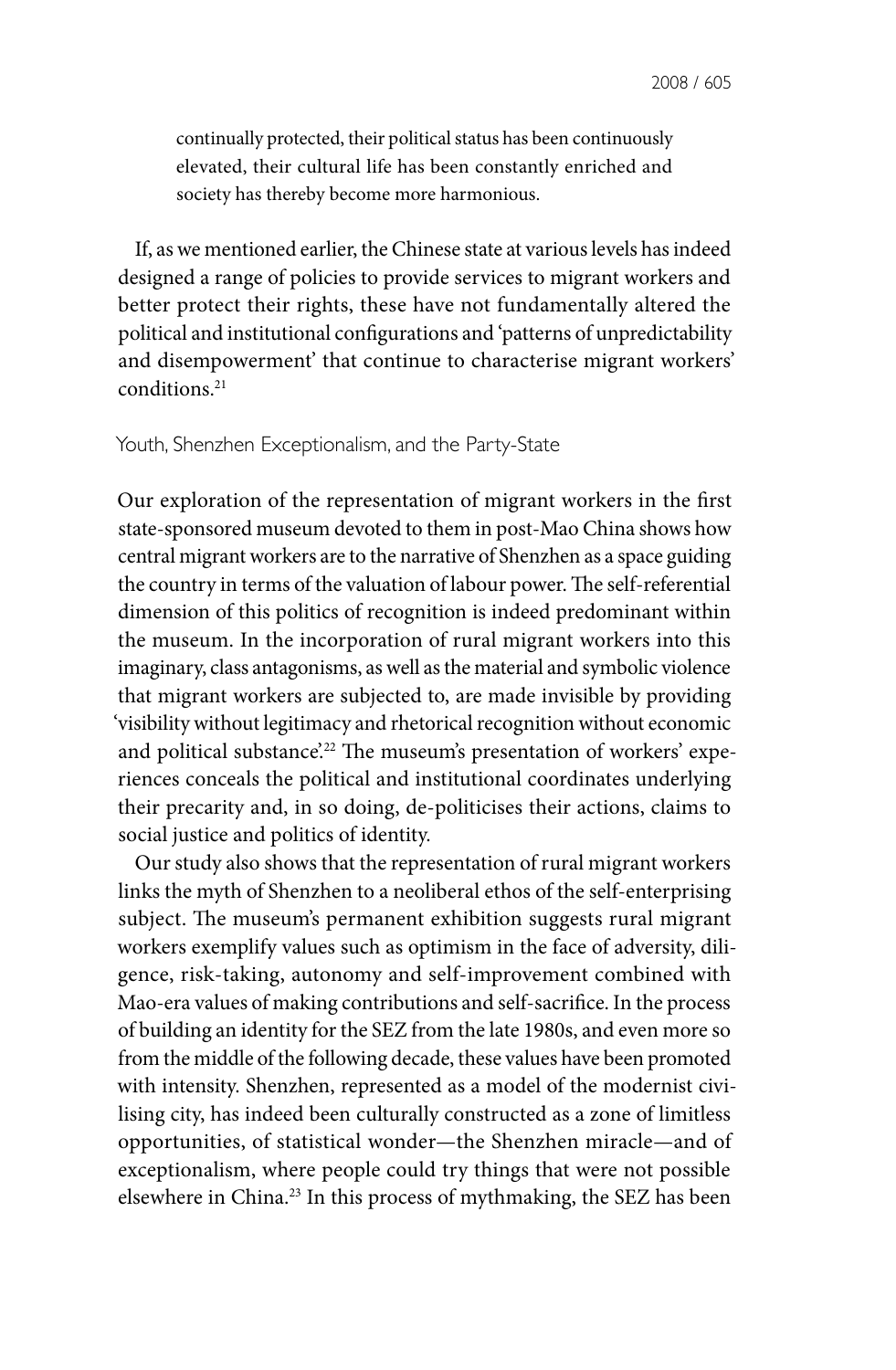> continually protected, their political status has been continuously elevated, their cultural life has been constantly enriched and society has thereby become more harmonious.

If, as we mentioned earlier, the Chinese state at various levels has indeed designed a range of policies to provide services to migrant workers and better protect their rights, these have not fundamentally altered the political and institutional configurations and 'patterns of unpredictability and disempowerment' that continue to characterise migrant workers' conditions.[21]

## Youth, Shenzhen Exceptionalism, and the Party-State

Our exploration of the representation of migrant workers in the first state-sponsored museum devoted to them in post-Mao China shows how central migrant workers are to the narrative of Shenzhen as a space guiding the country in terms of the valuation of labour power. The self-referential dimension of this politics of recognition is indeed predominant within the museum. In the incorporation of rural migrant workers into this imaginary, class antagonisms, as well as the material and symbolic violence that migrant workers are subjected to, are made invisible by providing 'visibility without legitimacy and rhetorical recognition without economic and political substance'.[22] The museum's presentation of workers' experiences conceals the political and institutional coordinates underlying their precarity and, in so doing, de-politicises their actions, claims to social justice and politics of identity.

Our study also shows that the representation of rural migrant workers links the myth of Shenzhen to a neoliberal ethos of the self-enterprising subject. The museum's permanent exhibition suggests rural migrant workers exemplify values such as optimism in the face of adversity, diligence, risk-taking, autonomy and self-improvement combined with Mao-era values of making contributions and self-sacrifice. In the process of building an identity for the SEZ from the late 1980s, and even more so from the middle of the following decade, these values have been promoted with intensity. Shenzhen, represented as a model of the modernist civilising city, has indeed been culturally constructed as a zone of limitless opportunities, of statistical wonder—the Shenzhen miracle—and of exceptionalism, where people could try things that were not possible elsewhere in China.[23] In this process of mythmaking, the SEZ has been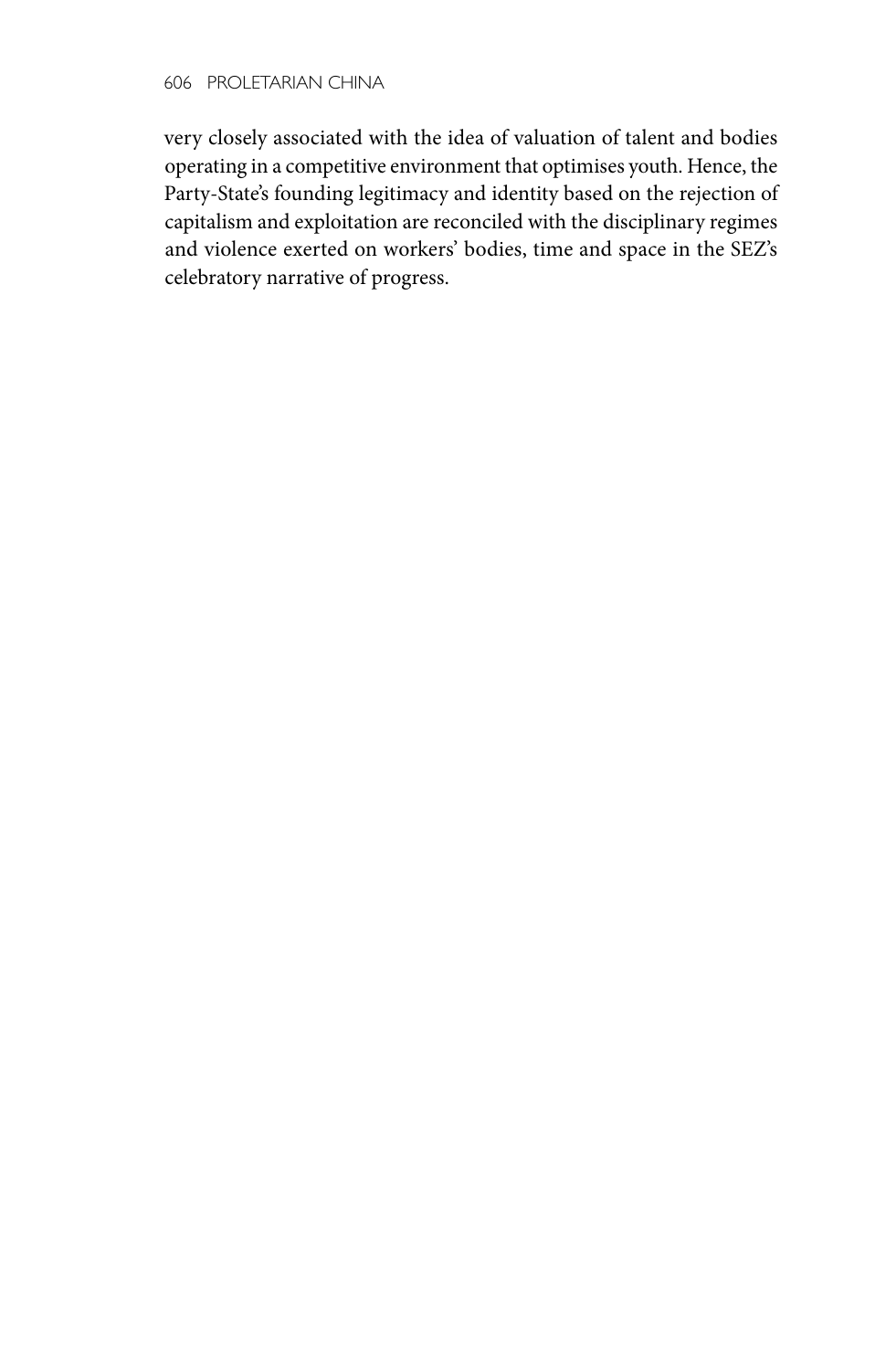very closely associated with the idea of valuation of talent and bodies operating in a competitive environment that optimises youth. Hence, the Party-State's founding legitimacy and identity based on the rejection of capitalism and exploitation are reconciled with the disciplinary regimes and violence exerted on workers' bodies, time and space in the SEZ's celebratory narrative of progress.